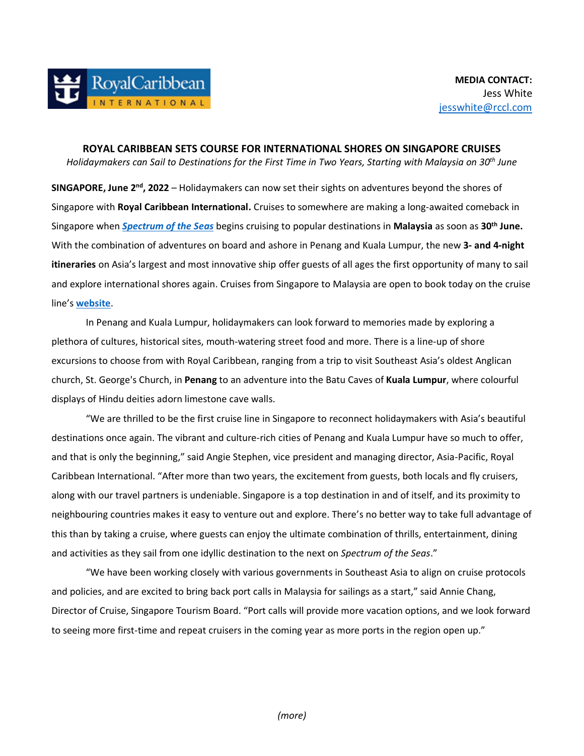**MEDIA CONTACT:**
Jess White
jesswhite@rccl.com

## ROYAL CARIBBEAN SETS COURSE FOR INTERNATIONAL SHORES ON SINGAPORE CRUISES

*Holidaymakers can Sail to Destinations for the First Time in Two Years, Starting with Malaysia on 30th June*

**SINGAPORE, June 2nd, 2022** – Holidaymakers can now set their sights on adventures beyond the shores of Singapore with **Royal Caribbean International.** Cruises to somewhere are making a long-awaited comeback in Singapore when ***Spectrum of the Seas*** begins cruising to popular destinations in **Malaysia** as soon as **30th June.** With the combination of adventures on board and ashore in Penang and Kuala Lumpur, the new **3- and 4-night itineraries** on Asia's largest and most innovative ship offer guests of all ages the first opportunity of many to sail and explore international shores again. Cruises from Singapore to Malaysia are open to book today on the cruise line's **website**.

In Penang and Kuala Lumpur, holidaymakers can look forward to memories made by exploring a plethora of cultures, historical sites, mouth-watering street food and more. There is a line-up of shore excursions to choose from with Royal Caribbean, ranging from a trip to visit Southeast Asia's oldest Anglican church, St. George's Church, in **Penang** to an adventure into the Batu Caves of **Kuala Lumpur**, where colourful displays of Hindu deities adorn limestone cave walls.

"We are thrilled to be the first cruise line in Singapore to reconnect holidaymakers with Asia's beautiful destinations once again. The vibrant and culture-rich cities of Penang and Kuala Lumpur have so much to offer, and that is only the beginning," said Angie Stephen, vice president and managing director, Asia-Pacific, Royal Caribbean International. "After more than two years, the excitement from guests, both locals and fly cruisers, along with our travel partners is undeniable. Singapore is a top destination in and of itself, and its proximity to neighbouring countries makes it easy to venture out and explore. There's no better way to take full advantage of this than by taking a cruise, where guests can enjoy the ultimate combination of thrills, entertainment, dining and activities as they sail from one idyllic destination to the next on *Spectrum of the Seas*."

"We have been working closely with various governments in Southeast Asia to align on cruise protocols and policies, and are excited to bring back port calls in Malaysia for sailings as a start," said Annie Chang, Director of Cruise, Singapore Tourism Board. "Port calls will provide more vacation options, and we look forward to seeing more first-time and repeat cruisers in the coming year as more ports in the region open up."

*(more)*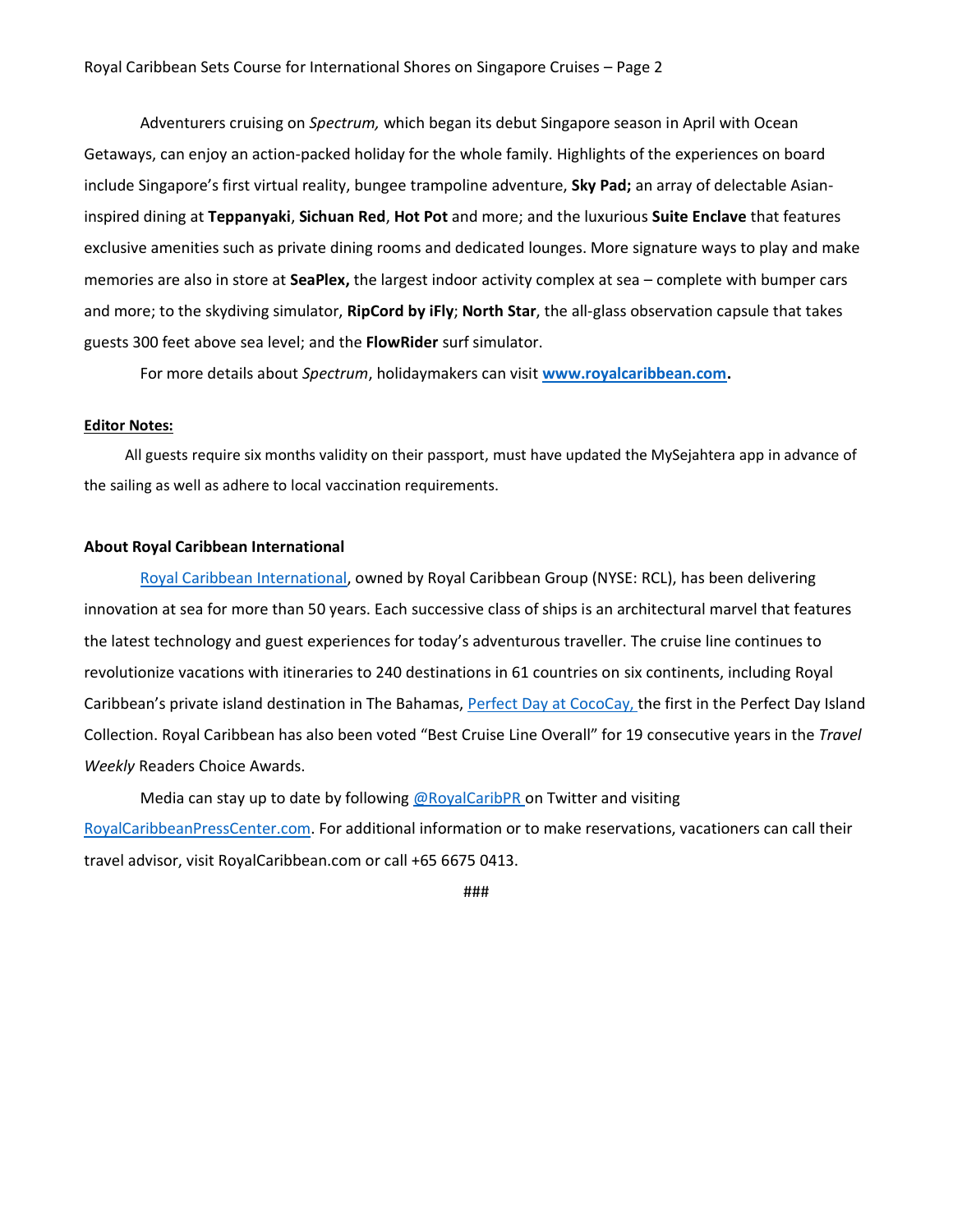Adventurers cruising on *Spectrum,* which began its debut Singapore season in April with Ocean Getaways, can enjoy an action-packed holiday for the whole family. Highlights of the experiences on board include Singapore's first virtual reality, bungee trampoline adventure, **Sky Pad;** an array of delectable Asian-inspired dining at **Teppanyaki**, **Sichuan Red**, **Hot Pot** and more; and the luxurious **Suite Enclave** that features exclusive amenities such as private dining rooms and dedicated lounges. More signature ways to play and make memories are also in store at **SeaPlex,** the largest indoor activity complex at sea – complete with bumper cars and more; to the skydiving simulator, **RipCord by iFly**; **North Star**, the all-glass observation capsule that takes guests 300 feet above sea level; and the **FlowRider** surf simulator.

For more details about *Spectrum*, holidaymakers can visit **www.royalcaribbean.com.**

**Editor Notes:**

All guests require six months validity on their passport, must have updated the MySejahtera app in advance of the sailing as well as adhere to local vaccination requirements.

**About Royal Caribbean International**

Royal Caribbean International, owned by Royal Caribbean Group (NYSE: RCL), has been delivering innovation at sea for more than 50 years. Each successive class of ships is an architectural marvel that features the latest technology and guest experiences for today's adventurous traveller. The cruise line continues to revolutionize vacations with itineraries to 240 destinations in 61 countries on six continents, including Royal Caribbean's private island destination in The Bahamas, Perfect Day at CocoCay, the first in the Perfect Day Island Collection. Royal Caribbean has also been voted "Best Cruise Line Overall" for 19 consecutive years in the *Travel Weekly* Readers Choice Awards.

Media can stay up to date by following @RoyalCaribPR on Twitter and visiting RoyalCaribbeanPressCenter.com. For additional information or to make reservations, vacationers can call their travel advisor, visit RoyalCaribbean.com or call +65 6675 0413.

###